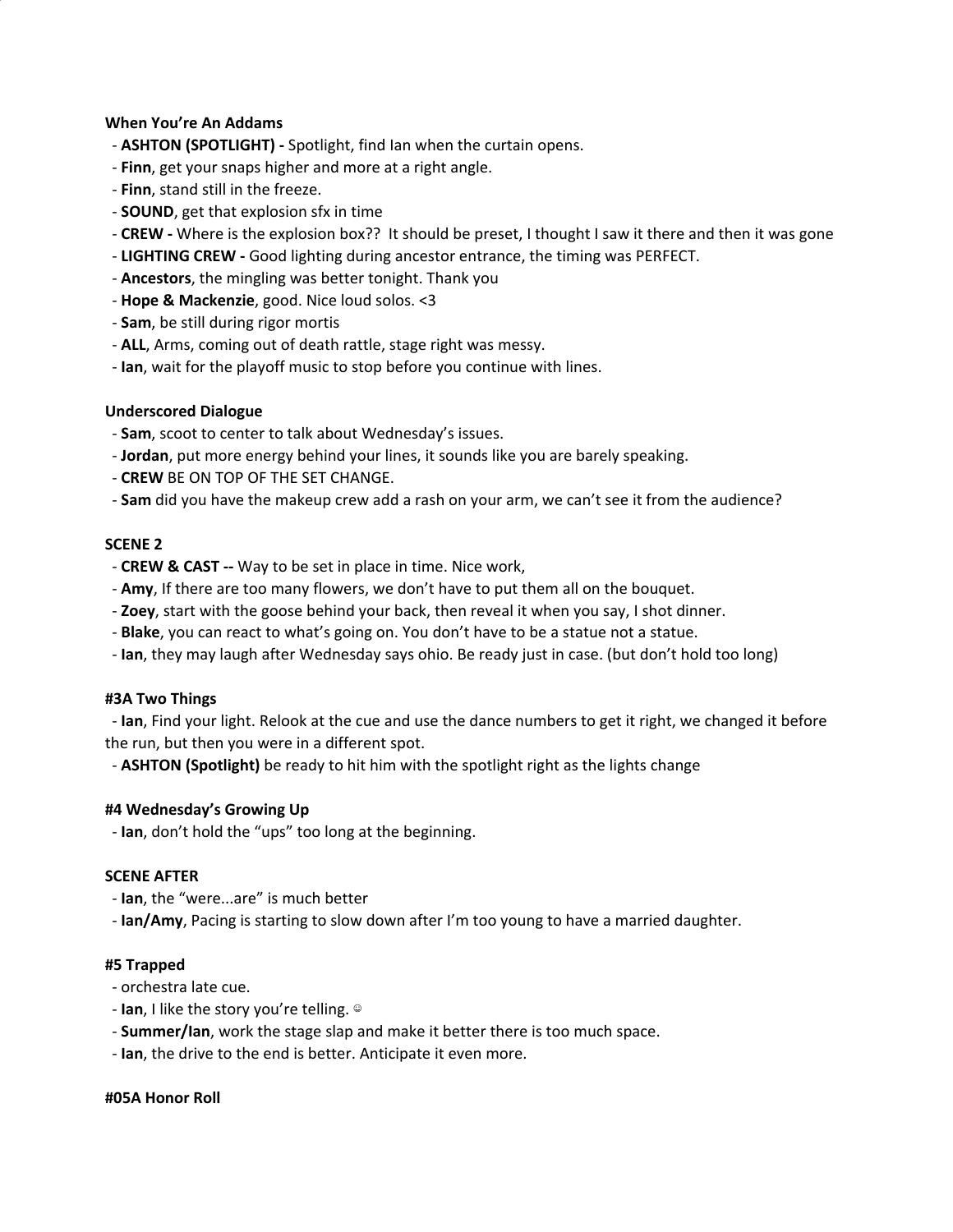**When You're An Addams**

- **ASHTON (SPOTLIGHT) -** Spotlight, find Ian when the curtain opens.
- **Finn**, get your snaps higher and more at a right angle.
- **Finn**, stand still in the freeze.
- **SOUND**, get that explosion sfx in time
- **CREW -** Where is the explosion box?? It should be preset, I thought I saw it there and then it was gone
- **LIGHTING CREW -** Good lighting during ancestor entrance, the timing was PERFECT.
- **Ancestors**, the mingling was better tonight. Thank you
- **Hope & Mackenzie**, good. Nice loud solos. <3
- **Sam**, be still during rigor mortis
- **ALL**, Arms, coming out of death rattle, stage right was messy.
- **Ian**, wait for the playoff music to stop before you continue with lines.

**Underscored Dialogue**

- **Sam**, scoot to center to talk about Wednesday's issues.
- **Jordan**, put more energy behind your lines, it sounds like you are barely speaking.
- **CREW** BE ON TOP OF THE SET CHANGE.
- **Sam** did you have the makeup crew add a rash on your arm, we can't see it from the audience?

**SCENE 2**

- **CREW & CAST --** Way to be set in place in time. Nice work,
- **Amy**, If there are too many flowers, we don't have to put them all on the bouquet.
- **Zoey**, start with the goose behind your back, then reveal it when you say, I shot dinner.
- **Blake**, you can react to what's going on. You don't have to be a statue not a statue.
- **Ian**, they may laugh after Wednesday says ohio. Be ready just in case. (but don't hold too long)

**#3A Two Things**

- **Ian**, Find your light. Relook at the cue and use the dance numbers to get it right, we changed it before the run, but then you were in a different spot.
- **ASHTON (Spotlight)** be ready to hit him with the spotlight right as the lights change

**#4 Wednesday's Growing Up**

- **Ian**, don't hold the "ups" too long at the beginning.

**SCENE AFTER**

- **Ian**, the "were...are" is much better
- **Ian/Amy**, Pacing is starting to slow down after I'm too young to have a married daughter.

**#5 Trapped**

- orchestra late cue.
- **Ian**, I like the story you're telling. ☺
- **Summer/Ian**, work the stage slap and make it better there is too much space.
- **Ian**, the drive to the end is better. Anticipate it even more.

**#05A Honor Roll**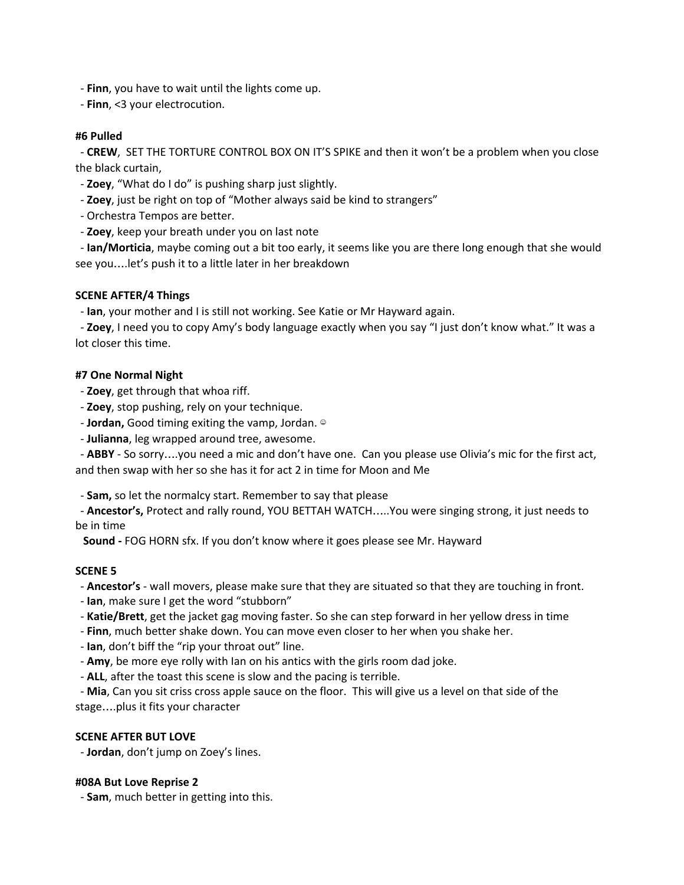- **Finn**, you have to wait until the lights come up.
- **Finn**, <3 your electrocution.

**#6 Pulled**

- **CREW**, SET THE TORTURE CONTROL BOX ON IT'S SPIKE and then it won't be a problem when you close the black curtain,
- **Zoey**, "What do I do" is pushing sharp just slightly.
- **Zoey**, just be right on top of "Mother always said be kind to strangers"
- Orchestra Tempos are better.
- **Zoey**, keep your breath under you on last note
- **Ian/Morticia**, maybe coming out a bit too early, it seems like you are there long enough that she would see you….let's push it to a little later in her breakdown

**SCENE AFTER/4 Things**

- **Ian**, your mother and I is still not working. See Katie or Mr Hayward again.
- **Zoey**, I need you to copy Amy's body language exactly when you say "I just don't know what." It was a lot closer this time.

**#7 One Normal Night**

- **Zoey**, get through that whoa riff.
- **Zoey**, stop pushing, rely on your technique.
- **Jordan,** Good timing exiting the vamp, Jordan. ☺
- **Julianna**, leg wrapped around tree, awesome.
- **ABBY** - So sorry….you need a mic and don't have one. Can you please use Olivia's mic for the first act, and then swap with her so she has it for act 2 in time for Moon and Me

- **Sam,** so let the normalcy start. Remember to say that please
- **Ancestor's,** Protect and rally round, YOU BETTAH WATCH…..You were singing strong, it just needs to be in time
- **Sound -** FOG HORN sfx. If you don't know where it goes please see Mr. Hayward

**SCENE 5**

- **Ancestor's** - wall movers, please make sure that they are situated so that they are touching in front.
- **Ian**, make sure I get the word "stubborn"
- **Katie/Brett**, get the jacket gag moving faster. So she can step forward in her yellow dress in time
- **Finn**, much better shake down. You can move even closer to her when you shake her.
- **Ian**, don't biff the "rip your throat out" line.
- **Amy**, be more eye rolly with Ian on his antics with the girls room dad joke.
- **ALL**, after the toast this scene is slow and the pacing is terrible.
- **Mia**, Can you sit criss cross apple sauce on the floor. This will give us a level on that side of the stage….plus it fits your character

**SCENE AFTER BUT LOVE**

- **Jordan**, don't jump on Zoey's lines.

**#08A But Love Reprise 2**

- **Sam**, much better in getting into this.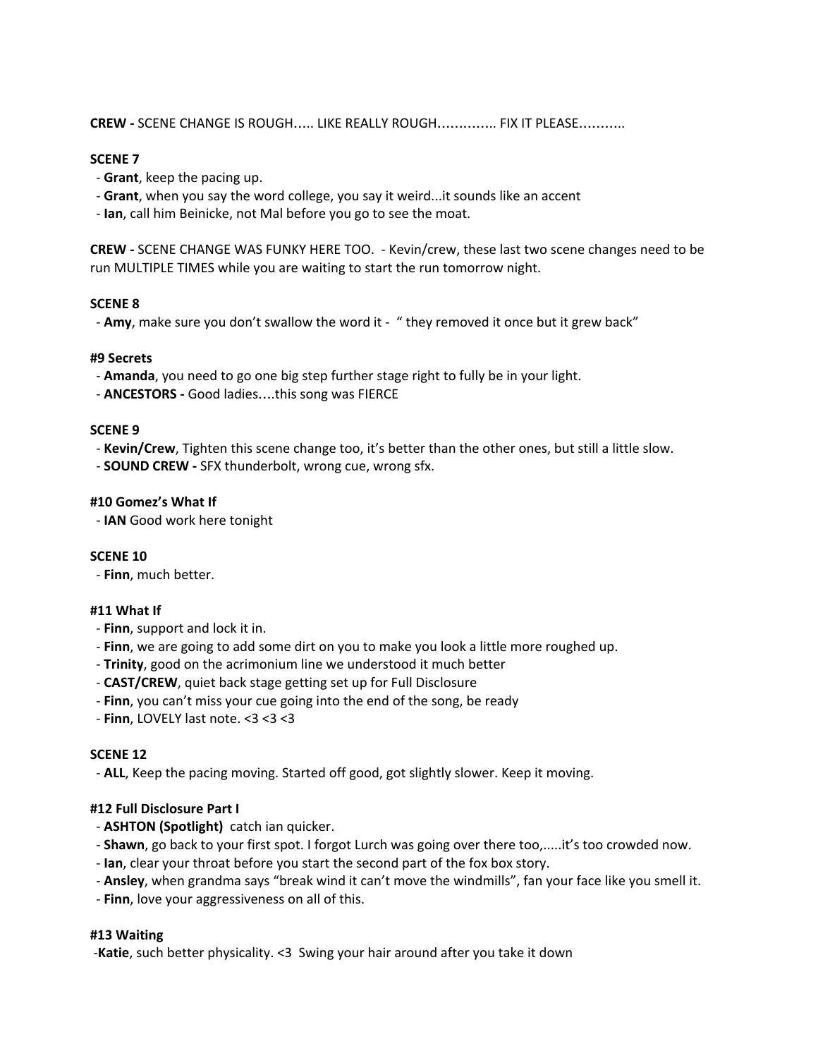**CREW -** SCENE CHANGE IS ROUGH….. LIKE REALLY ROUGH…………. FIX IT PLEASE……….

**SCENE 7**

- **Grant**, keep the pacing up.
- **Grant**, when you say the word college, you say it weird...it sounds like an accent
- **Ian**, call him Beinicke, not Mal before you go to see the moat.

**CREW -** SCENE CHANGE WAS FUNKY HERE TOO. - Kevin/crew, these last two scene changes need to be run MULTIPLE TIMES while you are waiting to start the run tomorrow night.

**SCENE 8**

- **Amy**, make sure you don't swallow the word it - " they removed it once but it grew back"

**#9 Secrets**

- **Amanda**, you need to go one big step further stage right to fully be in your light.
- **ANCESTORS -** Good ladies….this song was FIERCE

**SCENE 9**

- **Kevin/Crew**, Tighten this scene change too, it's better than the other ones, but still a little slow.
- **SOUND CREW -** SFX thunderbolt, wrong cue, wrong sfx.

**#10 Gomez's What If**

- **IAN** Good work here tonight

**SCENE 10**

- **Finn**, much better.

**#11 What If**

- **Finn**, support and lock it in.
- **Finn**, we are going to add some dirt on you to make you look a little more roughed up.
- **Trinity**, good on the acrimonium line we understood it much better
- **CAST/CREW**, quiet back stage getting set up for Full Disclosure
- **Finn**, you can't miss your cue going into the end of the song, be ready
- **Finn**, LOVELY last note. <3 <3 <3

**SCENE 12**

- **ALL**, Keep the pacing moving. Started off good, got slightly slower. Keep it moving.

**#12 Full Disclosure Part I**

- **ASHTON (Spotlight)** catch ian quicker.
- **Shawn**, go back to your first spot. I forgot Lurch was going over there too,.....it's too crowded now.
- **Ian**, clear your throat before you start the second part of the fox box story.
- **Ansley**, when grandma says "break wind it can't move the windmills", fan your face like you smell it.
- **Finn**, love your aggressiveness on all of this.

**#13 Waiting**

-**Katie**, such better physicality. <3 Swing your hair around after you take it down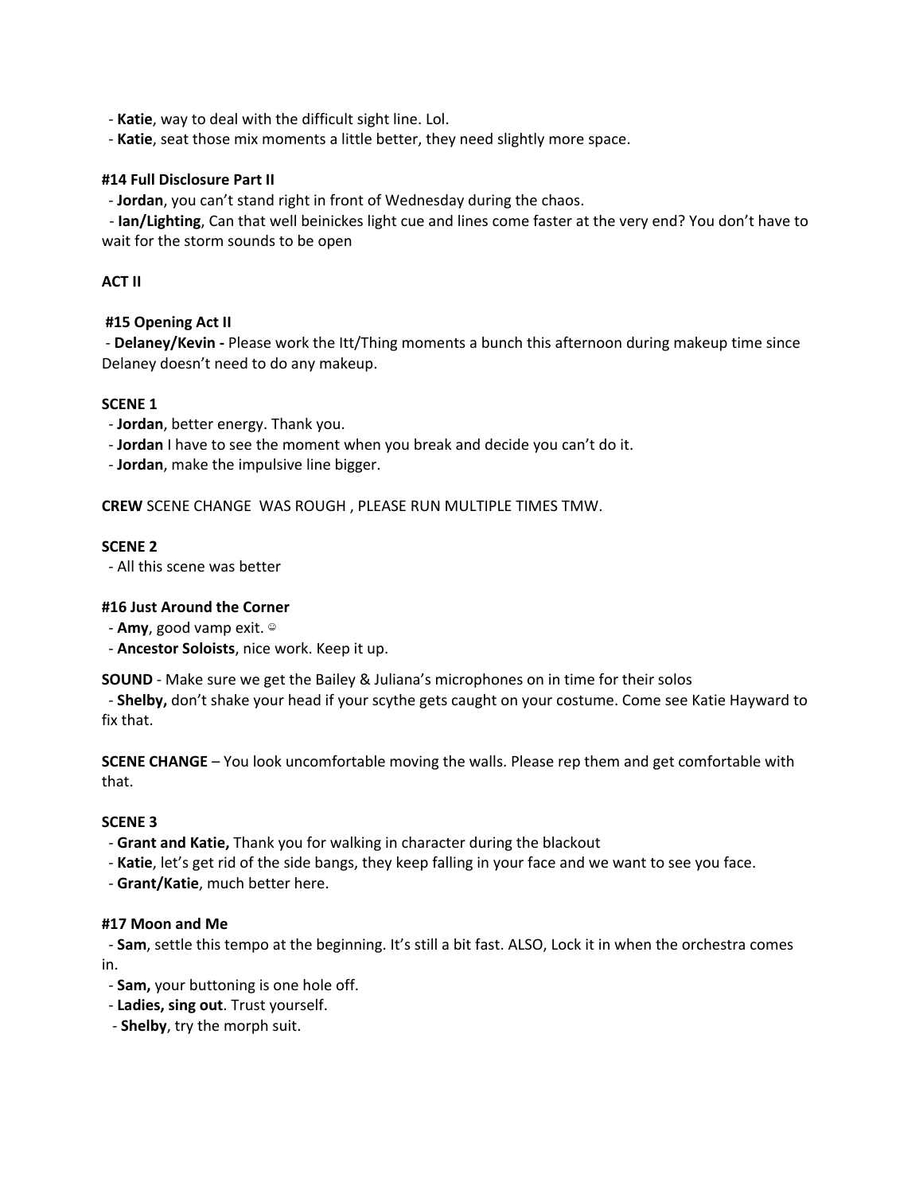- **Katie**, way to deal with the difficult sight line. Lol.
- **Katie**, seat those mix moments a little better, they need slightly more space.

**#14 Full Disclosure Part II**

- **Jordan**, you can't stand right in front of Wednesday during the chaos.
- **Ian/Lighting**, Can that well beinickes light cue and lines come faster at the very end? You don't have to wait for the storm sounds to be open

**ACT II**

**#15 Opening Act II**

- **Delaney/Kevin -** Please work the Itt/Thing moments a bunch this afternoon during makeup time since Delaney doesn't need to do any makeup.

**SCENE 1**

- **Jordan**, better energy. Thank you.
- **Jordan** I have to see the moment when you break and decide you can't do it.
- **Jordan**, make the impulsive line bigger.

**CREW** SCENE CHANGE WAS ROUGH , PLEASE RUN MULTIPLE TIMES TMW.

**SCENE 2**

- All this scene was better

**#16 Just Around the Corner**

- **Amy**, good vamp exit. ☺
- **Ancestor Soloists**, nice work. Keep it up.

**SOUND** - Make sure we get the Bailey & Juliana's microphones on in time for their solos

- **Shelby,** don't shake your head if your scythe gets caught on your costume. Come see Katie Hayward to fix that.

**SCENE CHANGE** – You look uncomfortable moving the walls. Please rep them and get comfortable with that.

**SCENE 3**

- **Grant and Katie,** Thank you for walking in character during the blackout
- **Katie**, let's get rid of the side bangs, they keep falling in your face and we want to see you face.
- **Grant/Katie**, much better here.

**#17 Moon and Me**

- **Sam**, settle this tempo at the beginning. It's still a bit fast. ALSO, Lock it in when the orchestra comes in.
- **Sam,** your buttoning is one hole off.
- **Ladies, sing out**. Trust yourself.
- **Shelby**, try the morph suit.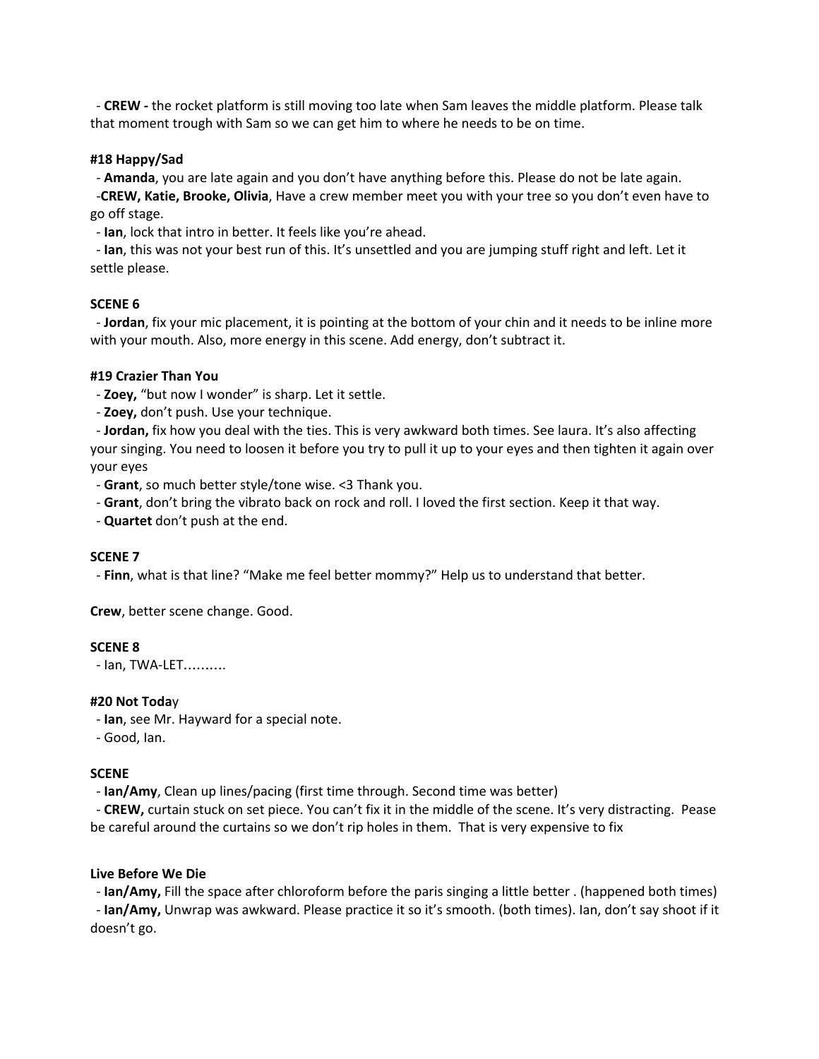- **CREW -** the rocket platform is still moving too late when Sam leaves the middle platform. Please talk that moment trough with Sam so we can get him to where he needs to be on time.

**#18 Happy/Sad**

- **Amanda**, you are late again and you don't have anything before this. Please do not be late again.
- **CREW, Katie, Brooke, Olivia**, Have a crew member meet you with your tree so you don't even have to go off stage.
- **Ian**, lock that intro in better. It feels like you're ahead.
- **Ian**, this was not your best run of this. It's unsettled and you are jumping stuff right and left. Let it settle please.

**SCENE 6**

- **Jordan**, fix your mic placement, it is pointing at the bottom of your chin and it needs to be inline more with your mouth. Also, more energy in this scene. Add energy, don't subtract it.

**#19 Crazier Than You**

- **Zoey,** "but now I wonder" is sharp. Let it settle.
- **Zoey,** don't push. Use your technique.
- **Jordan,** fix how you deal with the ties. This is very awkward both times. See laura. It's also affecting your singing. You need to loosen it before you try to pull it up to your eyes and then tighten it again over your eyes
- **Grant**, so much better style/tone wise. <3 Thank you.
- **Grant**, don't bring the vibrato back on rock and roll. I loved the first section. Keep it that way.
- **Quartet** don't push at the end.

**SCENE 7**

- **Finn**, what is that line? "Make me feel better mommy?" Help us to understand that better.

**Crew**, better scene change. Good.

**SCENE 8**

- Ian, TWA-LET……….

**#20 Not Toda**y

- **Ian**, see Mr. Hayward for a special note.
- Good, Ian.

**SCENE**

- **Ian/Amy**, Clean up lines/pacing (first time through. Second time was better)
- **CREW,** curtain stuck on set piece. You can't fix it in the middle of the scene. It's very distracting. Pease be careful around the curtains so we don't rip holes in them. That is very expensive to fix

**Live Before We Die**

- **Ian/Amy,** Fill the space after chloroform before the paris singing a little better . (happened both times)
- **Ian/Amy,** Unwrap was awkward. Please practice it so it's smooth. (both times). Ian, don't say shoot if it doesn't go.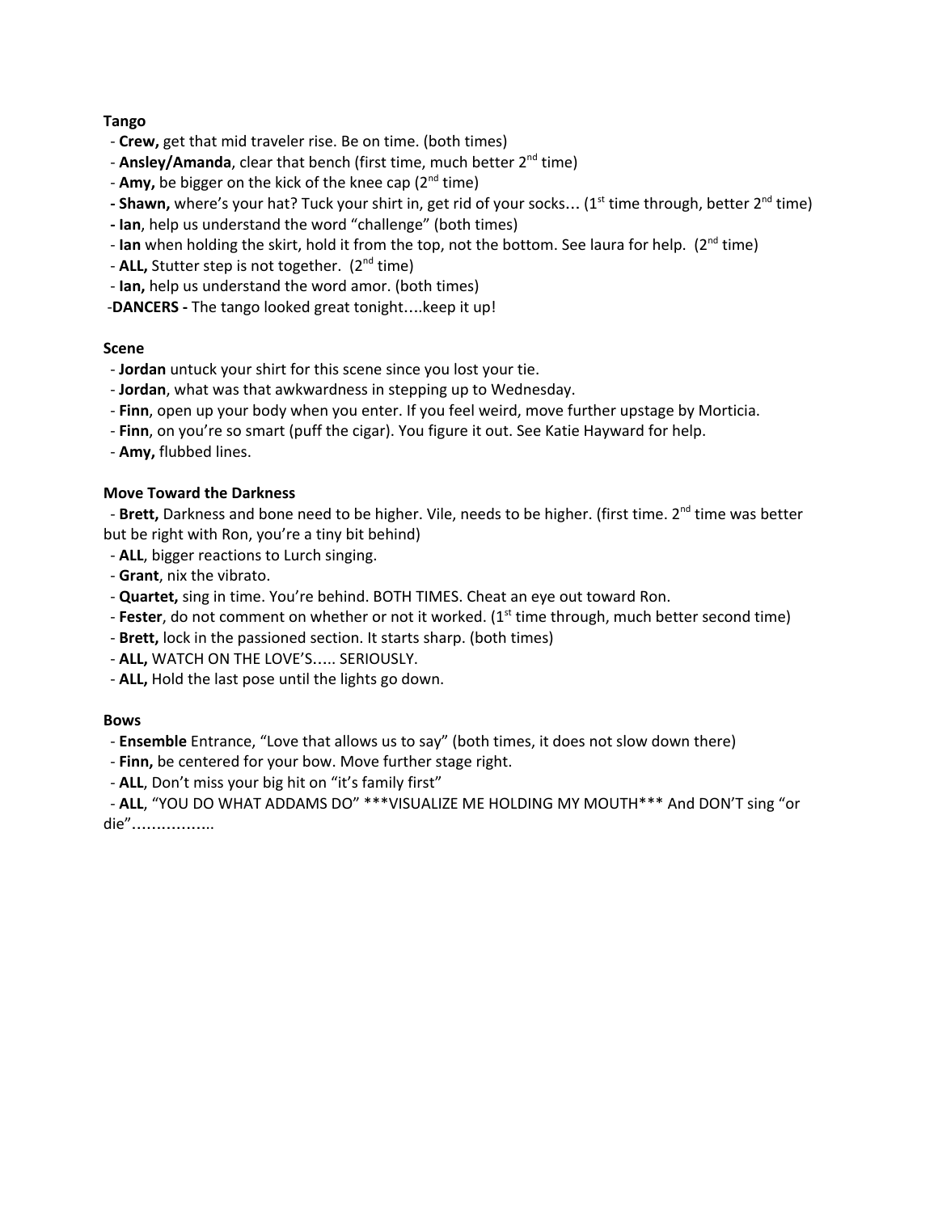**Tango**

- **Crew,** get that mid traveler rise. Be on time. (both times)
- **Ansley/Amanda**, clear that bench (first time, much better 2nd time)
- **Amy,** be bigger on the kick of the knee cap (2nd time)
- **Shawn,** where's your hat? Tuck your shirt in, get rid of your socks… (1st time through, better 2nd time)
- **Ian**, help us understand the word "challenge" (both times)
- **Ian** when holding the skirt, hold it from the top, not the bottom. See laura for help. (2nd time)
- **ALL,** Stutter step is not together. (2nd time)
- **Ian,** help us understand the word amor. (both times)
- **DANCERS -** The tango looked great tonight….keep it up!

**Scene**

- **Jordan** untuck your shirt for this scene since you lost your tie.
- **Jordan**, what was that awkwardness in stepping up to Wednesday.
- **Finn**, open up your body when you enter. If you feel weird, move further upstage by Morticia.
- **Finn**, on you're so smart (puff the cigar). You figure it out. See Katie Hayward for help.
- **Amy,** flubbed lines.

**Move Toward the Darkness**

- **Brett,** Darkness and bone need to be higher. Vile, needs to be higher. (first time. 2nd time was better but be right with Ron, you're a tiny bit behind)
- **ALL**, bigger reactions to Lurch singing.
- **Grant**, nix the vibrato.
- **Quartet,** sing in time. You're behind. BOTH TIMES. Cheat an eye out toward Ron.
- **Fester**, do not comment on whether or not it worked. (1st time through, much better second time)
- **Brett,** lock in the passioned section. It starts sharp. (both times)
- **ALL,** WATCH ON THE LOVE'S….. SERIOUSLY.
- **ALL,** Hold the last pose until the lights go down.

**Bows**

- **Ensemble** Entrance, "Love that allows us to say" (both times, it does not slow down there)
- **Finn,** be centered for your bow. Move further stage right.
- **ALL**, Don't miss your big hit on "it's family first"
- **ALL**, "YOU DO WHAT ADDAMS DO" ***VISUALIZE ME HOLDING MY MOUTH*** And DON'T sing "or die"……………..